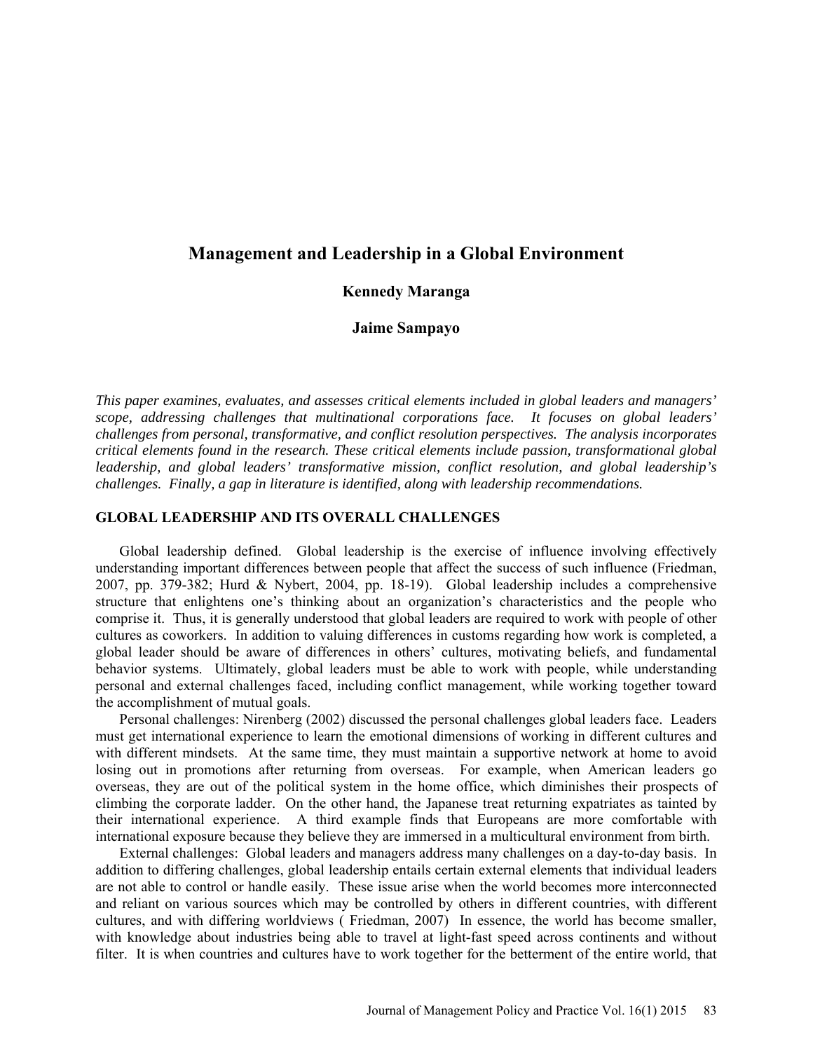# Management and Leadership in a Global Environment

**Kennedy Maranga**

**Jaime Sampayo**

*This paper examines, evaluates, and assesses critical elements included in global leaders and managers' scope, addressing challenges that multinational corporations face. It focuses on global leaders' challenges from personal, transformative, and conflict resolution perspectives. The analysis incorporates critical elements found in the research. These critical elements include passion, transformational global leadership, and global leaders' transformative mission, conflict resolution, and global leadership's challenges. Finally, a gap in literature is identified, along with leadership recommendations.*

## GLOBAL LEADERSHIP AND ITS OVERALL CHALLENGES

Global leadership defined. Global leadership is the exercise of influence involving effectively understanding important differences between people that affect the success of such influence (Friedman, 2007, pp. 379-382; Hurd & Nybert, 2004, pp. 18-19). Global leadership includes a comprehensive structure that enlightens one's thinking about an organization's characteristics and the people who comprise it. Thus, it is generally understood that global leaders are required to work with people of other cultures as coworkers. In addition to valuing differences in customs regarding how work is completed, a global leader should be aware of differences in others' cultures, motivating beliefs, and fundamental behavior systems. Ultimately, global leaders must be able to work with people, while understanding personal and external challenges faced, including conflict management, while working together toward the accomplishment of mutual goals.

Personal challenges: Nirenberg (2002) discussed the personal challenges global leaders face. Leaders must get international experience to learn the emotional dimensions of working in different cultures and with different mindsets. At the same time, they must maintain a supportive network at home to avoid losing out in promotions after returning from overseas. For example, when American leaders go overseas, they are out of the political system in the home office, which diminishes their prospects of climbing the corporate ladder. On the other hand, the Japanese treat returning expatriates as tainted by their international experience. A third example finds that Europeans are more comfortable with international exposure because they believe they are immersed in a multicultural environment from birth.

External challenges: Global leaders and managers address many challenges on a day-to-day basis. In addition to differing challenges, global leadership entails certain external elements that individual leaders are not able to control or handle easily. These issue arise when the world becomes more interconnected and reliant on various sources which may be controlled by others in different countries, with different cultures, and with differing worldviews ( Friedman, 2007) In essence, the world has become smaller, with knowledge about industries being able to travel at light-fast speed across continents and without filter. It is when countries and cultures have to work together for the betterment of the entire world, that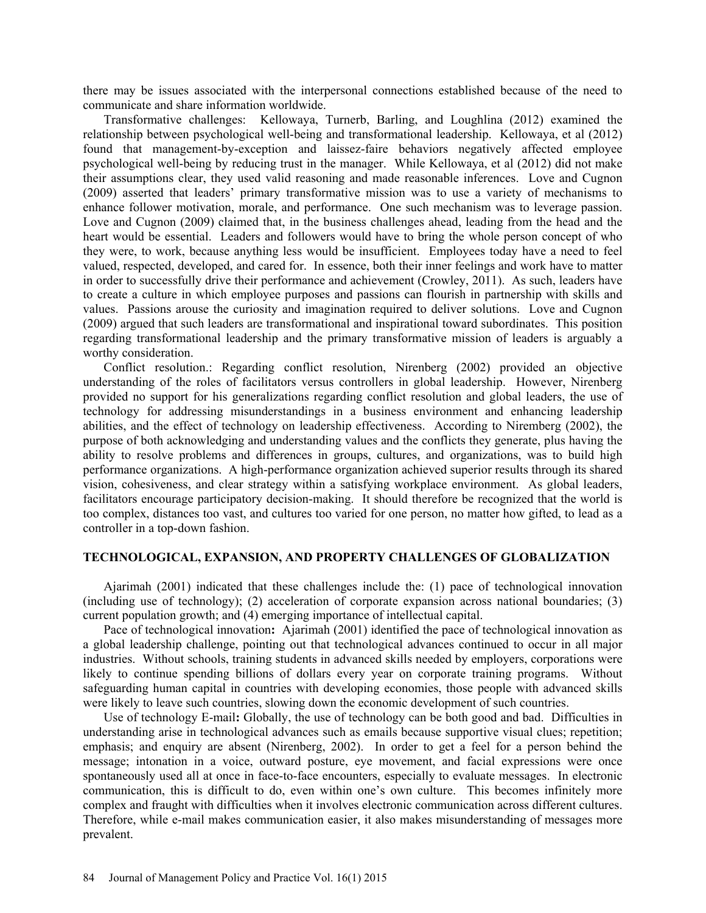there may be issues associated with the interpersonal connections established because of the need to communicate and share information worldwide.

Transformative challenges: Kellowaya, Turnerb, Barling, and Loughlina (2012) examined the relationship between psychological well-being and transformational leadership. Kellowaya, et al (2012) found that management-by-exception and laissez-faire behaviors negatively affected employee psychological well-being by reducing trust in the manager. While Kellowaya, et al (2012) did not make their assumptions clear, they used valid reasoning and made reasonable inferences. Love and Cugnon (2009) asserted that leaders' primary transformative mission was to use a variety of mechanisms to enhance follower motivation, morale, and performance. One such mechanism was to leverage passion. Love and Cugnon (2009) claimed that, in the business challenges ahead, leading from the head and the heart would be essential. Leaders and followers would have to bring the whole person concept of who they were, to work, because anything less would be insufficient. Employees today have a need to feel valued, respected, developed, and cared for. In essence, both their inner feelings and work have to matter in order to successfully drive their performance and achievement (Crowley, 2011). As such, leaders have to create a culture in which employee purposes and passions can flourish in partnership with skills and values. Passions arouse the curiosity and imagination required to deliver solutions. Love and Cugnon (2009) argued that such leaders are transformational and inspirational toward subordinates. This position regarding transformational leadership and the primary transformative mission of leaders is arguably a worthy consideration.

Conflict resolution.: Regarding conflict resolution, Nirenberg (2002) provided an objective understanding of the roles of facilitators versus controllers in global leadership. However, Nirenberg provided no support for his generalizations regarding conflict resolution and global leaders, the use of technology for addressing misunderstandings in a business environment and enhancing leadership abilities, and the effect of technology on leadership effectiveness. According to Niremberg (2002), the purpose of both acknowledging and understanding values and the conflicts they generate, plus having the ability to resolve problems and differences in groups, cultures, and organizations, was to build high performance organizations. A high-performance organization achieved superior results through its shared vision, cohesiveness, and clear strategy within a satisfying workplace environment. As global leaders, facilitators encourage participatory decision-making. It should therefore be recognized that the world is too complex, distances too vast, and cultures too varied for one person, no matter how gifted, to lead as a controller in a top-down fashion.

## TECHNOLOGICAL, EXPANSION, AND PROPERTY CHALLENGES OF GLOBALIZATION

Ajarimah (2001) indicated that these challenges include the: (1) pace of technological innovation (including use of technology); (2) acceleration of corporate expansion across national boundaries; (3) current population growth; and (4) emerging importance of intellectual capital.

Pace of technological innovation**:** Ajarimah (2001) identified the pace of technological innovation as a global leadership challenge, pointing out that technological advances continued to occur in all major industries. Without schools, training students in advanced skills needed by employers, corporations were likely to continue spending billions of dollars every year on corporate training programs. Without safeguarding human capital in countries with developing economies, those people with advanced skills were likely to leave such countries, slowing down the economic development of such countries.

Use of technology E-mail**:** Globally, the use of technology can be both good and bad. Difficulties in understanding arise in technological advances such as emails because supportive visual clues; repetition; emphasis; and enquiry are absent (Nirenberg, 2002). In order to get a feel for a person behind the message; intonation in a voice, outward posture, eye movement, and facial expressions were once spontaneously used all at once in face-to-face encounters, especially to evaluate messages. In electronic communication, this is difficult to do, even within one's own culture. This becomes infinitely more complex and fraught with difficulties when it involves electronic communication across different cultures. Therefore, while e-mail makes communication easier, it also makes misunderstanding of messages more prevalent.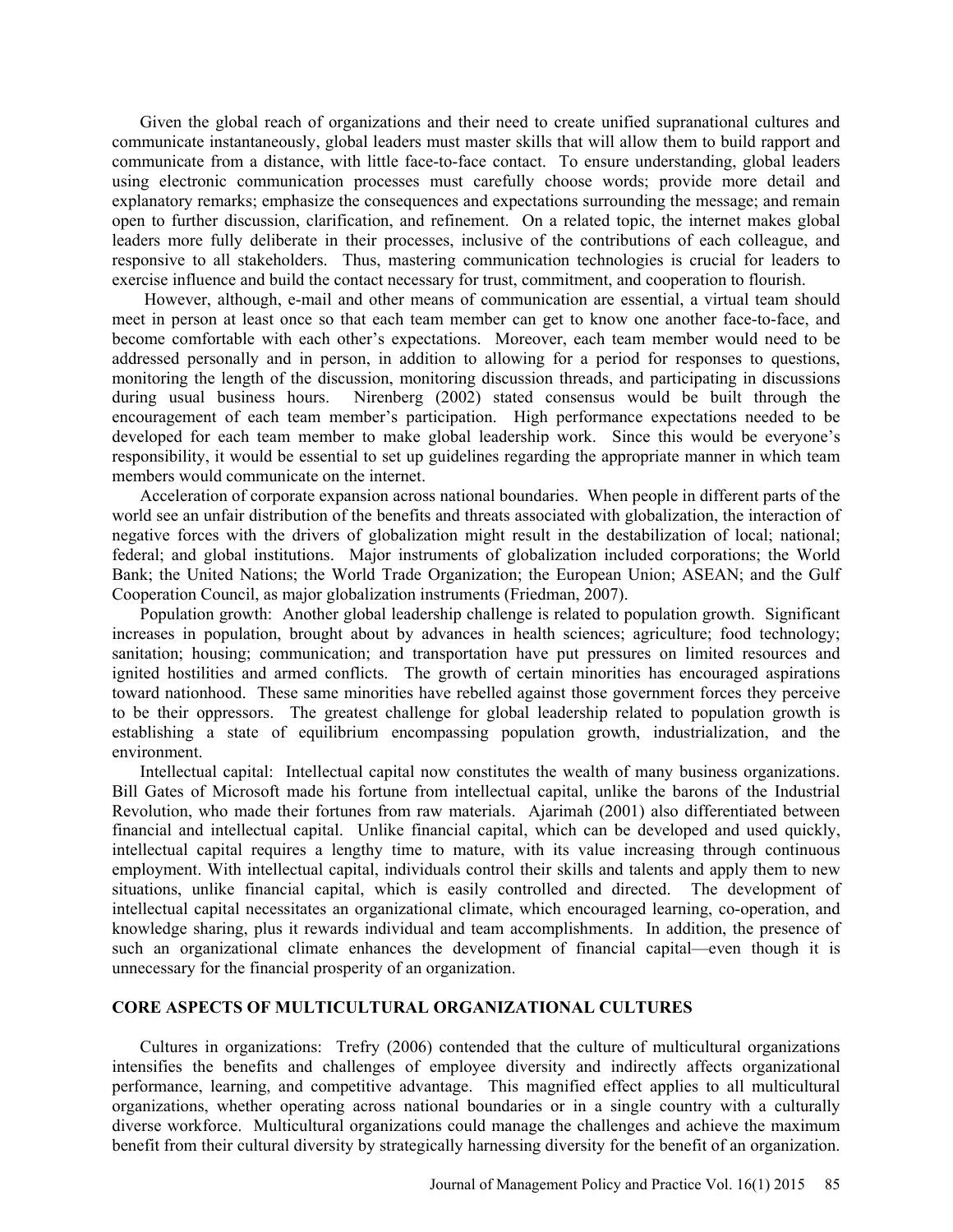Given the global reach of organizations and their need to create unified supranational cultures and communicate instantaneously, global leaders must master skills that will allow them to build rapport and communicate from a distance, with little face-to-face contact. To ensure understanding, global leaders using electronic communication processes must carefully choose words; provide more detail and explanatory remarks; emphasize the consequences and expectations surrounding the message; and remain open to further discussion, clarification, and refinement. On a related topic, the internet makes global leaders more fully deliberate in their processes, inclusive of the contributions of each colleague, and responsive to all stakeholders. Thus, mastering communication technologies is crucial for leaders to exercise influence and build the contact necessary for trust, commitment, and cooperation to flourish.

However, although, e-mail and other means of communication are essential, a virtual team should meet in person at least once so that each team member can get to know one another face-to-face, and become comfortable with each other's expectations. Moreover, each team member would need to be addressed personally and in person, in addition to allowing for a period for responses to questions, monitoring the length of the discussion, monitoring discussion threads, and participating in discussions during usual business hours. Nirenberg (2002) stated consensus would be built through the encouragement of each team member's participation. High performance expectations needed to be developed for each team member to make global leadership work. Since this would be everyone's responsibility, it would be essential to set up guidelines regarding the appropriate manner in which team members would communicate on the internet.

Acceleration of corporate expansion across national boundaries. When people in different parts of the world see an unfair distribution of the benefits and threats associated with globalization, the interaction of negative forces with the drivers of globalization might result in the destabilization of local; national; federal; and global institutions. Major instruments of globalization included corporations; the World Bank; the United Nations; the World Trade Organization; the European Union; ASEAN; and the Gulf Cooperation Council, as major globalization instruments (Friedman, 2007).

Population growth: Another global leadership challenge is related to population growth. Significant increases in population, brought about by advances in health sciences; agriculture; food technology; sanitation; housing; communication; and transportation have put pressures on limited resources and ignited hostilities and armed conflicts. The growth of certain minorities has encouraged aspirations toward nationhood. These same minorities have rebelled against those government forces they perceive to be their oppressors. The greatest challenge for global leadership related to population growth is establishing a state of equilibrium encompassing population growth, industrialization, and the environment.

Intellectual capital: Intellectual capital now constitutes the wealth of many business organizations. Bill Gates of Microsoft made his fortune from intellectual capital, unlike the barons of the Industrial Revolution, who made their fortunes from raw materials. Ajarimah (2001) also differentiated between financial and intellectual capital. Unlike financial capital, which can be developed and used quickly, intellectual capital requires a lengthy time to mature, with its value increasing through continuous employment. With intellectual capital, individuals control their skills and talents and apply them to new situations, unlike financial capital, which is easily controlled and directed. The development of intellectual capital necessitates an organizational climate, which encouraged learning, co-operation, and knowledge sharing, plus it rewards individual and team accomplishments. In addition, the presence of such an organizational climate enhances the development of financial capital—even though it is unnecessary for the financial prosperity of an organization.

## CORE ASPECTS OF MULTICULTURAL ORGANIZATIONAL CULTURES

Cultures in organizations: Trefry (2006) contended that the culture of multicultural organizations intensifies the benefits and challenges of employee diversity and indirectly affects organizational performance, learning, and competitive advantage. This magnified effect applies to all multicultural organizations, whether operating across national boundaries or in a single country with a culturally diverse workforce. Multicultural organizations could manage the challenges and achieve the maximum benefit from their cultural diversity by strategically harnessing diversity for the benefit of an organization.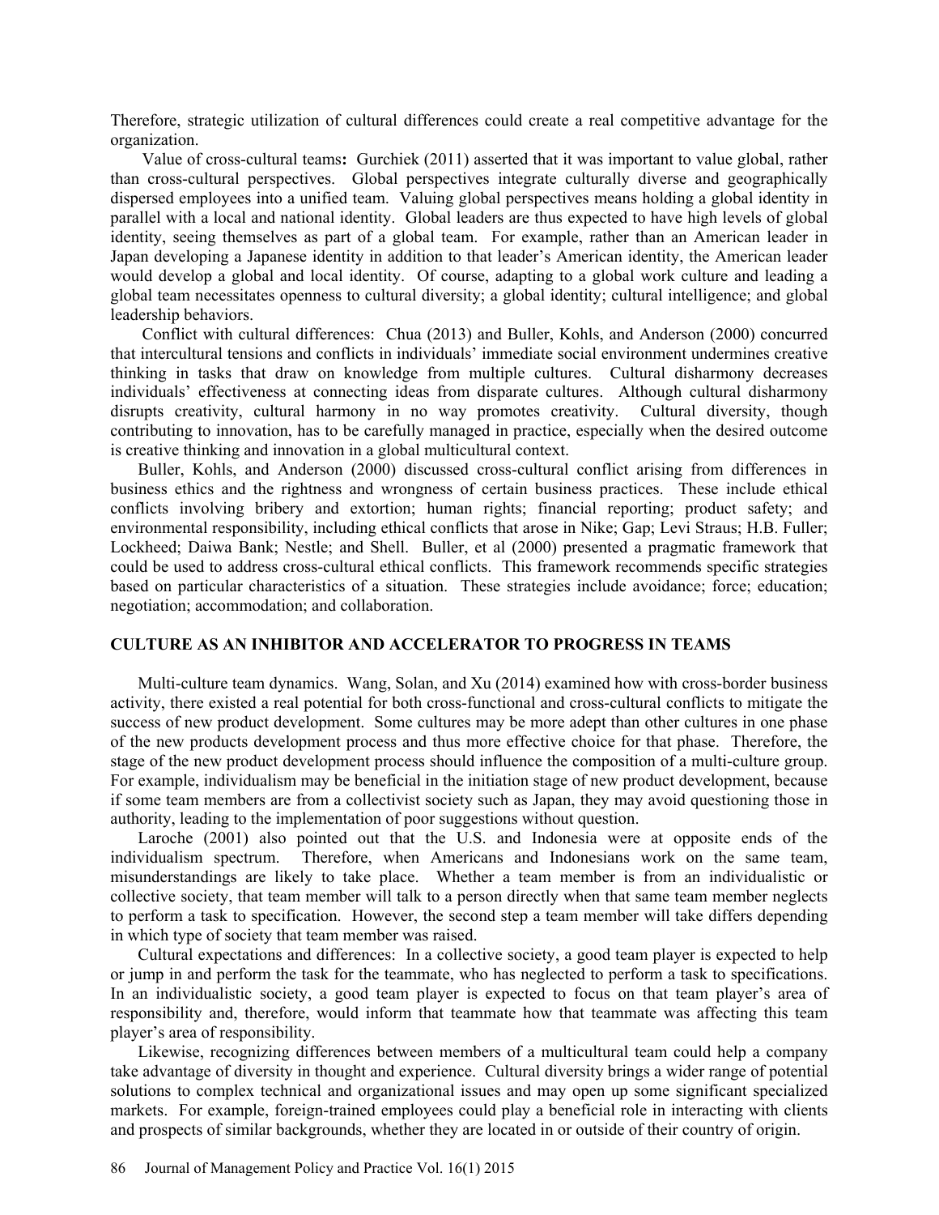Therefore, strategic utilization of cultural differences could create a real competitive advantage for the organization.

Value of cross-cultural teams**:** Gurchiek (2011) asserted that it was important to value global, rather than cross-cultural perspectives. Global perspectives integrate culturally diverse and geographically dispersed employees into a unified team. Valuing global perspectives means holding a global identity in parallel with a local and national identity. Global leaders are thus expected to have high levels of global identity, seeing themselves as part of a global team. For example, rather than an American leader in Japan developing a Japanese identity in addition to that leader's American identity, the American leader would develop a global and local identity. Of course, adapting to a global work culture and leading a global team necessitates openness to cultural diversity; a global identity; cultural intelligence; and global leadership behaviors.

Conflict with cultural differences: Chua (2013) and Buller, Kohls, and Anderson (2000) concurred that intercultural tensions and conflicts in individuals' immediate social environment undermines creative thinking in tasks that draw on knowledge from multiple cultures. Cultural disharmony decreases individuals' effectiveness at connecting ideas from disparate cultures. Although cultural disharmony disrupts creativity, cultural harmony in no way promotes creativity. Cultural diversity, though contributing to innovation, has to be carefully managed in practice, especially when the desired outcome is creative thinking and innovation in a global multicultural context.

Buller, Kohls, and Anderson (2000) discussed cross-cultural conflict arising from differences in business ethics and the rightness and wrongness of certain business practices. These include ethical conflicts involving bribery and extortion; human rights; financial reporting; product safety; and environmental responsibility, including ethical conflicts that arose in Nike; Gap; Levi Straus; H.B. Fuller; Lockheed; Daiwa Bank; Nestle; and Shell. Buller, et al (2000) presented a pragmatic framework that could be used to address cross-cultural ethical conflicts. This framework recommends specific strategies based on particular characteristics of a situation. These strategies include avoidance; force; education; negotiation; accommodation; and collaboration.

## CULTURE AS AN INHIBITOR AND ACCELERATOR TO PROGRESS IN TEAMS

Multi-culture team dynamics. Wang, Solan, and Xu (2014) examined how with cross-border business activity, there existed a real potential for both cross-functional and cross-cultural conflicts to mitigate the success of new product development. Some cultures may be more adept than other cultures in one phase of the new products development process and thus more effective choice for that phase. Therefore, the stage of the new product development process should influence the composition of a multi-culture group. For example, individualism may be beneficial in the initiation stage of new product development, because if some team members are from a collectivist society such as Japan, they may avoid questioning those in authority, leading to the implementation of poor suggestions without question.

Laroche (2001) also pointed out that the U.S. and Indonesia were at opposite ends of the individualism spectrum. Therefore, when Americans and Indonesians work on the same team, misunderstandings are likely to take place. Whether a team member is from an individualistic or collective society, that team member will talk to a person directly when that same team member neglects to perform a task to specification. However, the second step a team member will take differs depending in which type of society that team member was raised.

Cultural expectations and differences: In a collective society, a good team player is expected to help or jump in and perform the task for the teammate, who has neglected to perform a task to specifications. In an individualistic society, a good team player is expected to focus on that team player's area of responsibility and, therefore, would inform that teammate how that teammate was affecting this team player's area of responsibility.

Likewise, recognizing differences between members of a multicultural team could help a company take advantage of diversity in thought and experience. Cultural diversity brings a wider range of potential solutions to complex technical and organizational issues and may open up some significant specialized markets. For example, foreign-trained employees could play a beneficial role in interacting with clients and prospects of similar backgrounds, whether they are located in or outside of their country of origin.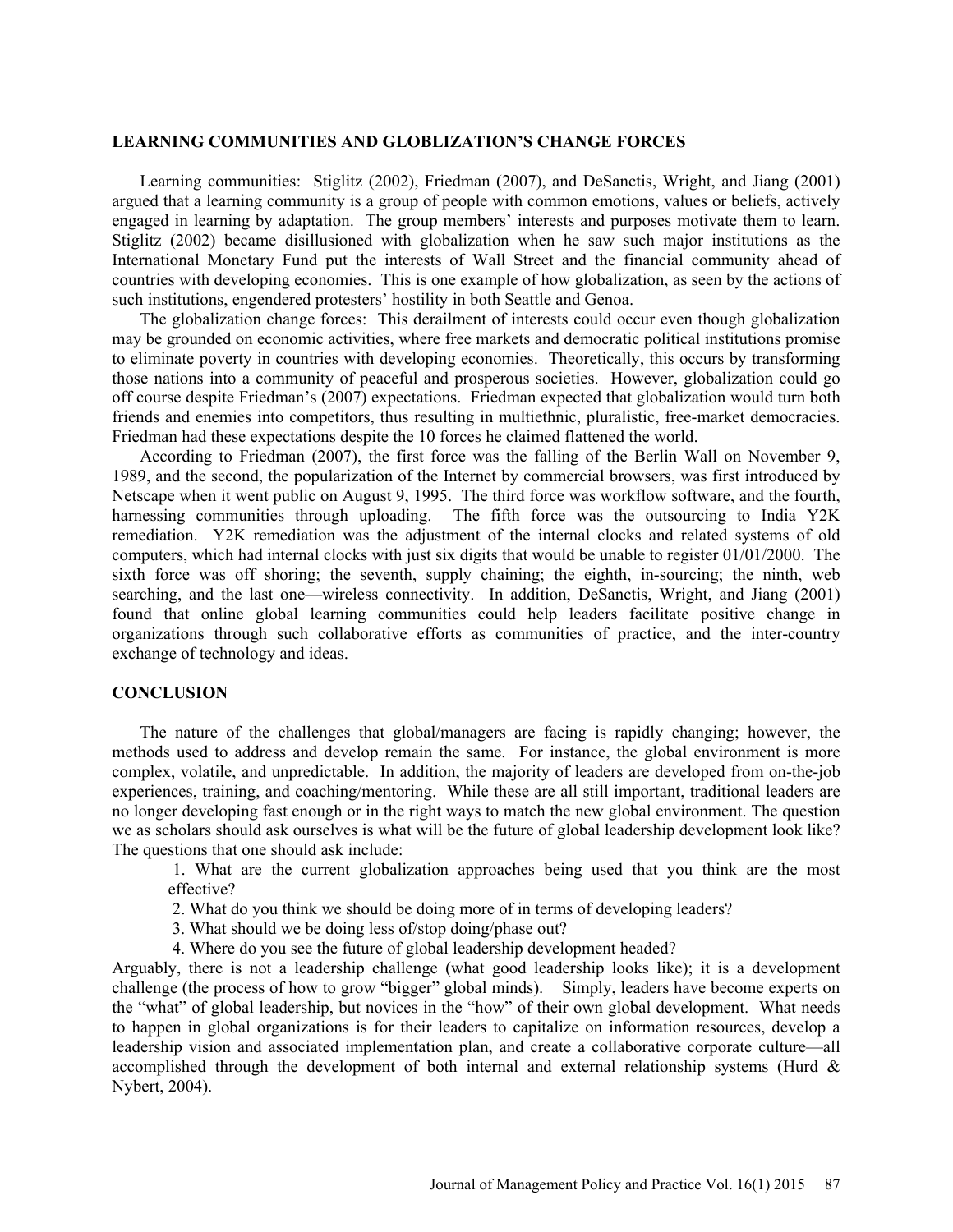## LEARNING COMMUNITIES AND GLOBLIZATION'S CHANGE FORCES

Learning communities: Stiglitz (2002), Friedman (2007), and DeSanctis, Wright, and Jiang (2001) argued that a learning community is a group of people with common emotions, values or beliefs, actively engaged in learning by adaptation. The group members' interests and purposes motivate them to learn. Stiglitz (2002) became disillusioned with globalization when he saw such major institutions as the International Monetary Fund put the interests of Wall Street and the financial community ahead of countries with developing economies. This is one example of how globalization, as seen by the actions of such institutions, engendered protesters' hostility in both Seattle and Genoa.

The globalization change forces: This derailment of interests could occur even though globalization may be grounded on economic activities, where free markets and democratic political institutions promise to eliminate poverty in countries with developing economies. Theoretically, this occurs by transforming those nations into a community of peaceful and prosperous societies. However, globalization could go off course despite Friedman's (2007) expectations. Friedman expected that globalization would turn both friends and enemies into competitors, thus resulting in multiethnic, pluralistic, free-market democracies. Friedman had these expectations despite the 10 forces he claimed flattened the world.

According to Friedman (2007), the first force was the falling of the Berlin Wall on November 9, 1989, and the second, the popularization of the Internet by commercial browsers, was first introduced by Netscape when it went public on August 9, 1995. The third force was workflow software, and the fourth, harnessing communities through uploading. The fifth force was the outsourcing to India Y2K remediation. Y2K remediation was the adjustment of the internal clocks and related systems of old computers, which had internal clocks with just six digits that would be unable to register 01/01/2000. The sixth force was off shoring; the seventh, supply chaining; the eighth, in-sourcing; the ninth, web searching, and the last one—wireless connectivity. In addition, DeSanctis, Wright, and Jiang (2001) found that online global learning communities could help leaders facilitate positive change in organizations through such collaborative efforts as communities of practice, and the inter-country exchange of technology and ideas.

## CONCLUSION

The nature of the challenges that global/managers are facing is rapidly changing; however, the methods used to address and develop remain the same. For instance, the global environment is more complex, volatile, and unpredictable. In addition, the majority of leaders are developed from on-the-job experiences, training, and coaching/mentoring. While these are all still important, traditional leaders are no longer developing fast enough or in the right ways to match the new global environment. The question we as scholars should ask ourselves is what will be the future of global leadership development look like? The questions that one should ask include:

1. What are the current globalization approaches being used that you think are the most effective?
2. What do you think we should be doing more of in terms of developing leaders?
3. What should we be doing less of/stop doing/phase out?
4. Where do you see the future of global leadership development headed?

Arguably, there is not a leadership challenge (what good leadership looks like); it is a development challenge (the process of how to grow "bigger" global minds). Simply, leaders have become experts on the "what" of global leadership, but novices in the "how" of their own global development. What needs to happen in global organizations is for their leaders to capitalize on information resources, develop a leadership vision and associated implementation plan, and create a collaborative corporate culture—all accomplished through the development of both internal and external relationship systems (Hurd & Nybert, 2004).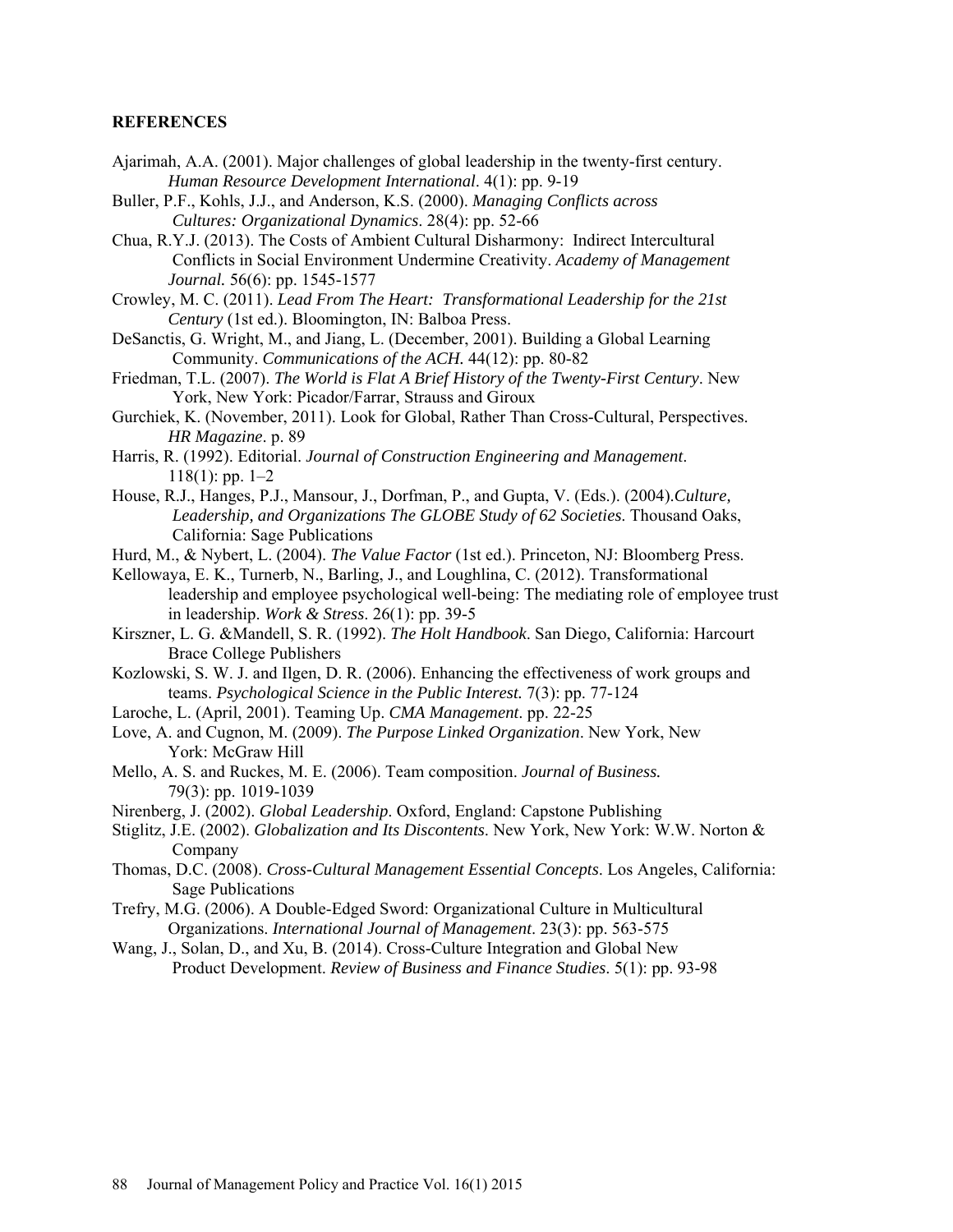**REFERENCES**

Ajarimah, A.A. (2001). Major challenges of global leadership in the twenty-first century. *Human Resource Development International*. 4(1): pp. 9-19

Buller, P.F., Kohls, J.J., and Anderson, K.S. (2000). *Managing Conflicts across Cultures: Organizational Dynamics*. 28(4): pp. 52-66

Chua, R.Y.J. (2013). The Costs of Ambient Cultural Disharmony: Indirect Intercultural Conflicts in Social Environment Undermine Creativity. *Academy of Management Journal.* 56(6): pp. 1545-1577

Crowley, M. C. (2011). *Lead From The Heart: Transformational Leadership for the 21st Century* (1st ed.). Bloomington, IN: Balboa Press.

DeSanctis, G. Wright, M., and Jiang, L. (December, 2001). Building a Global Learning Community. *Communications of the ACH.* 44(12): pp. 80-82

Friedman, T.L. (2007). *The World is Flat A Brief History of the Twenty-First Century*. New York, New York: Picador/Farrar, Strauss and Giroux

Gurchiek, K. (November, 2011). Look for Global, Rather Than Cross-Cultural, Perspectives. *HR Magazine*. p. 89

Harris, R. (1992). Editorial. *Journal of Construction Engineering and Management*. 118(1): pp. 1–2

House, R.J., Hanges, P.J., Mansour, J., Dorfman, P., and Gupta, V. (Eds.). (2004).*Culture, Leadership, and Organizations The GLOBE Study of 62 Societies*. Thousand Oaks, California: Sage Publications

Hurd, M., & Nybert, L. (2004). *The Value Factor* (1st ed.). Princeton, NJ: Bloomberg Press.

Kellowaya, E. K., Turnerb, N., Barling, J., and Loughlina, C. (2012). Transformational leadership and employee psychological well-being: The mediating role of employee trust in leadership. *Work & Stress*. 26(1): pp. 39-5

Kirszner, L. G. &Mandell, S. R. (1992). *The Holt Handbook*. San Diego, California: Harcourt Brace College Publishers

Kozlowski, S. W. J. and Ilgen, D. R. (2006). Enhancing the effectiveness of work groups and teams. *Psychological Science in the Public Interest.* 7(3): pp. 77-124

Laroche, L. (April, 2001). Teaming Up. *CMA Management*. pp. 22-25

Love, A. and Cugnon, M. (2009). *The Purpose Linked Organization*. New York, New York: McGraw Hill

Mello, A. S. and Ruckes, M. E. (2006). Team composition. *Journal of Business.* 79(3): pp. 1019-1039

Nirenberg, J. (2002). *Global Leadership*. Oxford, England: Capstone Publishing

Stiglitz, J.E. (2002). *Globalization and Its Discontents*. New York, New York: W.W. Norton & Company

Thomas, D.C. (2008). *Cross-Cultural Management Essential Concepts*. Los Angeles, California: Sage Publications

Trefry, M.G. (2006). A Double-Edged Sword: Organizational Culture in Multicultural Organizations. *International Journal of Management*. 23(3): pp. 563-575

Wang, J., Solan, D., and Xu, B. (2014). Cross-Culture Integration and Global New Product Development. *Review of Business and Finance Studies*. 5(1): pp. 93-98